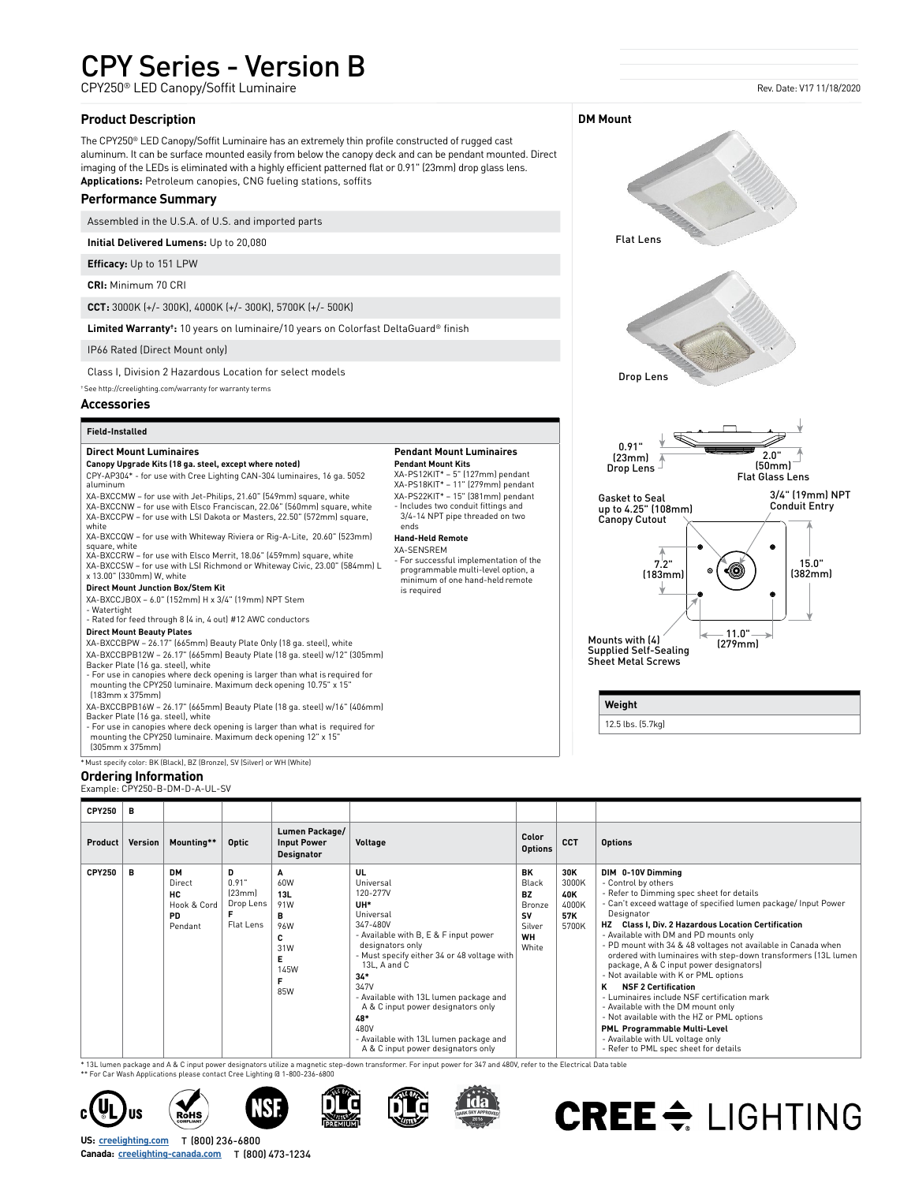# CPY Series - Version B

CPY250® LED Canopy/Soffit Luminaire

Rev. Date: V17 11/18/2020

## Product Description

The CPY250® LED Canopy/Soffit Luminaire has an extremely thin profile constructed of rugged cast aluminum. It can be surface mounted easily from below the canopy deck and can be pendant mounted. Direct imaging of the LEDs is eliminated with a highly efficient patterned flat or 0.91" (23mm) drop glass lens.

**Applications:** Petroleum canopies, CNG fueling stations, soffits

## Performance Summary

Assembled in the U.S.A. of U.S. and imported parts

**Initial Delivered Lumens:** Up to 20,080

**Efficacy:** Up to 151 LPW

**CRI:** Minimum 70 CRI

**CCT:** 3000K (+/- 300K), 4000K (+/- 300K), 5700K (+/- 500K)

**Limited Warranty†:** 10 years on luminaire/10 years on Colorfast DeltaGuard® finish

IP66 Rated (Direct Mount only)

Class I, Division 2 Hazardous Location for select models

† See http://creelighting.com/warranty for warranty terms

## Accessories

**Field-Installed**

### Direct Mount Luminaires

**Canopy Upgrade Kits (18 ga. steel, except where noted)**

CPY-AP304* - for use with Cree Lighting CAN-304 luminaires, 16 ga. 5052 aluminum

XA-BXCCMW – for use with Jet-Philips, 21.60" (549mm) square, white

XA-BXCCNW – for use with Elsco Franciscan, 22.06" (560mm) square, white

XA-BXCCPW – for use with LSI Dakota or Masters, 22.50" (572mm) square, white

XA-BXCCQW – for use with Whiteway Riviera or Rig-A-Lite, 20.60" (523mm) square, white

XA-BXCCRW – for use with Elsco Merrit, 18.06" (459mm) square, white

XA-BXCCSW – for use with LSI Richmond or Whiteway Civic, 23.00" (584mm) L x 13.00" (330mm) W, white

**Direct Mount Junction Box/Stem Kit**

XA-BXCCJBOX – 6.0" (152mm) H x 3/4" (19mm) NPT Stem
- Watertight
- Rated for feed through 8 (4 in, 4 out) #12 AWC conductors

**Direct Mount Beauty Plates**

XA-BXCCBPW – 26.17" (665mm) Beauty Plate Only (18 ga. steel), white

XA-BXCCBPB12W – 26.17" (665mm) Beauty Plate (18 ga. steel) w/12" (305mm) Backer Plate (16 ga. steel), white
- For use in canopies where deck opening is larger than what is required for mounting the CPY250 luminaire. Maximum deck opening 10.75" x 15" (183mm x 375mm)

XA-BXCCBPB16W – 26.17" (665mm) Beauty Plate (18 ga. steel) w/16" (406mm) Backer Plate (16 ga. steel), white
- For use in canopies where deck opening is larger than what is required for mounting the CPY250 luminaire. Maximum deck opening 12" x 15" (305mm x 375mm)

### Pendant Mount Luminaires

**Pendant Mount Kits**

XA-PS12KIT* – 5" (127mm) pendant

XA-PS18KIT* – 11" (279mm) pendant

XA-PS22KIT* – 15" (381mm) pendant
- Includes two conduit fittings and 3/4-14 NPT pipe threaded on two ends

**Hand-Held Remote**

XA-SENSREM
- For successful implementation of the programmable multi-level option, a minimum of one hand-held remote is required

* Must specify color: BK (Black), BZ (Bronze), SV (Silver) or WH (White)

### DM Mount

Flat Lens

Drop Lens

0.91" (23mm) Drop Lens

2.0" (50mm) Flat Glass Lens

Gasket to Seal up to 4.25" (108mm) Canopy Cutout

3/4" (19mm) NPT Conduit Entry

7.2" (183mm)

15.0" (382mm)

11.0" (279mm)

Mounts with (4) Supplied Self-Sealing Sheet Metal Screws

| Weight |
|---|
| 12.5 lbs. (5.7kg) |

## Ordering Information

Example: CPY250-B-DM-D-A-UL-SV

| CPY250 | B | | | | | | | |
|---|---|---|---|---|---|---|---|---|
| **Product** | **Version** | **Mounting**** | **Optic** | **Lumen Package/ Input Power Designator** | **Voltage** | **Color Options** | **CCT** | **Options** |
| **CPY250** | **B** | **DM** Direct<br>**HC** Hook & Cord<br>**PD** Pendant | **D** 0.91" (23mm) Drop Lens<br>**F** Flat Lens | **A** 60W<br>**13L** 91W<br>**B** 96W<br>**C** 31W<br>**E** 145W<br>**F** 85W | **UL** Universal 120-277V<br>**UH*** Universal 347-480V<br>- Available with B, E & F input power designators only<br>- Must specify either 34 or 48 voltage with 13L, A and C<br>**34*** 347V<br>- Available with 13L lumen package and A & C input power designators only<br>**48*** 480V<br>- Available with 13L lumen package and A & C input power designators only | **BK** Black<br>**BZ** Bronze<br>**SV** Silver<br>**WH** White | **30K** 3000K<br>**40K** 4000K<br>**57K** 5700K | **DIM 0-10V Dimming**<br>- Control by others<br>- Refer to Dimming spec sheet for details<br>- Can't exceed wattage of specified lumen package/ Input Power Designator<br>**HZ Class I, Div. 2 Hazardous Location Certification**<br>- Available with DM and PD mounts only<br>- PD mount with 34 & 48 voltages not available in Canada when ordered with luminaires with step-down transformers (13L lumen package, A & C input power designators)<br>- Not available with K or PML options<br>**K NSF 2 Certification**<br>- Luminaires include NSF certification mark<br>- Available with the DM mount only<br>- Not available with the HZ or PML options<br>**PML Programmable Multi-Level**<br>- Available with UL voltage only<br>- Refer to PML spec sheet for details |

* 13L lumen package and A & C input power designators utilize a magnetic step-down transformer. For input power for 347 and 480V, refer to the Electrical Data table

** For Car Wash Applications please contact Cree Lighting @ 1-800-236-6800

**US:** creelighting.com T (800) 236-6800

**Canada:** creelighting-canada.com T (800) 473-1234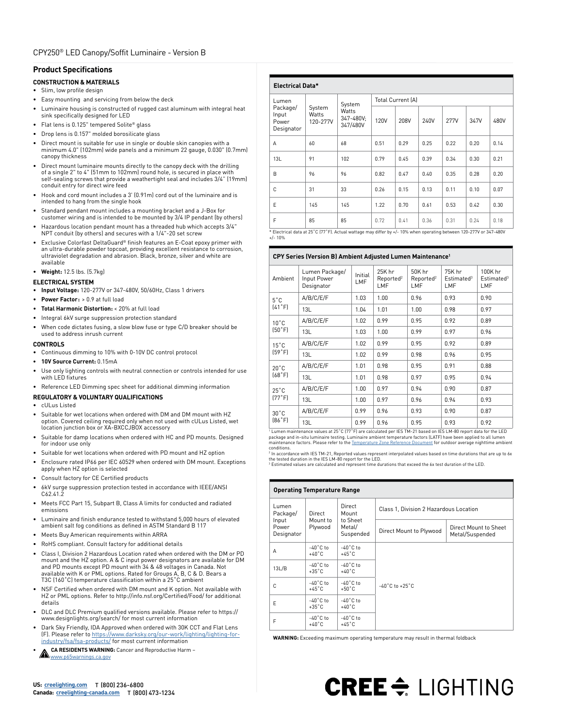## Product Specifications

### CONSTRUCTION & MATERIALS

- Slim, low profile design
- Easy mounting and servicing from below the deck
- Luminaire housing is constructed of rugged cast aluminum with integral heat sink specifically designed for LED
- Flat lens is 0.125" tempered Solite® glass
- Drop lens is 0.157" molded borosilicate glass
- Direct mount is suitable for use in single or double skin canopies with a minimum 4.0" (102mm) wide panels and a minimum 22 gauge, 0.030" (0.7mm) canopy thickness
- Direct mount luminaire mounts directly to the canopy deck with the drilling of a single 2" to 4" (51mm to 102mm) round hole, is secured in place with self-sealing screws that provide a weathertight seal and includes 3/4" (19mm) conduit entry for direct wire feed
- Hook and cord mount includes a 3' (0.91m) cord out of the luminaire and is intended to hang from the single hook
- Standard pendant mount includes a mounting bracket and a J-Box for customer wiring and is intended to be mounted by 3/4 IP pendant (by others)
- Hazardous location pendant mount has a threaded hub which accepts 3/4" NPT conduit (by others) and secures with a 1/4"-20 set screw
- Exclusive Colorfast DeltaGuard® finish features an E-Coat epoxy primer with an ultra-durable powder topcoat, providing excellent resistance to corrosion, ultraviolet degradation and abrasion. Black, bronze, silver and white are available
- **Weight:** 12.5 lbs. (5.7kg)

### ELECTRICAL SYSTEM

- **Input Voltage:** 120-277V or 347-480V, 50/60Hz, Class 1 drivers
- **Power Factor:** > 0.9 at full load
- **Total Harmonic Distortion:** < 20% at full load
- Integral 6kV surge suppression protection standard
- When code dictates fusing, a slow blow fuse or type C/D breaker should be used to address inrush current

### CONTROLS

- Continuous dimming to 10% with 0-10V DC control protocol
- **10V Source Current:** 0.15mA
- Use only lighting controls with neutral connection or controls intended for use with LED fixtures
- Reference LED Dimming spec sheet for additional dimming information

### REGULATORY & VOLUNTARY QUALIFICATIONS

- cULus Listed
- Suitable for wet locations when ordered with DM and DM mount with HZ option. Covered ceiling required only when not used with cULus Listed, wet location junction box or XA-BXCCJBOX accessory
- Suitable for damp locations when ordered with HC and PD mounts. Designed for indoor use only
- Suitable for wet locations when ordered with PD mount and HZ option
- Enclosure rated IP66 per IEC 60529 when ordered with DM mount. Exceptions apply when HZ option is selected
- Consult factory for CE Certified products
- 6kV surge suppression protection tested in accordance with IEEE/ANSI C62.41.2
- Meets FCC Part 15, Subpart B, Class A limits for conducted and radiated emissions
- Luminaire and finish endurance tested to withstand 5,000 hours of elevated ambient salt fog conditions as defined in ASTM Standard B 117
- Meets Buy American requirements within ARRA
- RoHS compliant. Consult factory for additional details
- Class I, Division 2 Hazardous Location rated when ordered with the DM or PD mount and the HZ option. A & C input power designators are available for DM and PD mounts except PD mount with 34 & 48 voltages in Canada. Not available with K or PML options. Rated for Groups A, B, C & D. Bears a T3C (160°C) temperature classification within a 25°C ambient
- NSF Certified when ordered with DM mount and K option. Not available with HZ or PML options. Refer to http://info.nsf.org/Certified/Food/ for additional details
- DLC and DLC Premium qualified versions available. Please refer to https://www.designlights.org/search/ for most current information
- Dark Sky Friendly, IDA Approved when ordered with 30K CCT and Flat Lens (F). Please refer to https://www.darksky.org/our-work/lighting/lighting-for-industry/fsa/fsa-products/ for most current information
- **CA RESIDENTS WARNING:** Cancer and Reproductive Harm – www.p65warnings.ca.gov

### Electrical Data*

| Lumen Package/ Input Power Designator | System Watts 120-277V | System Watts 347-480V; 347/480V | Total Current (A) | | | | | |
|---|---|---|---|---|---|---|---|---|
| | | | 120V | 208V | 240V | 277V | 347V | 480V |
| A | 60 | 68 | 0.51 | 0.29 | 0.25 | 0.22 | 0.20 | 0.14 |
| 13L | 91 | 102 | 0.79 | 0.45 | 0.39 | 0.34 | 0.30 | 0.21 |
| B | 96 | 96 | 0.82 | 0.47 | 0.40 | 0.35 | 0.28 | 0.20 |
| C | 31 | 33 | 0.26 | 0.15 | 0.13 | 0.11 | 0.10 | 0.07 |
| E | 145 | 145 | 1.22 | 0.70 | 0.61 | 0.53 | 0.42 | 0.30 |
| F | 85 | 85 | 0.72 | 0.41 | 0.36 | 0.31 | 0.24 | 0.18 |

* Electrical data at 25°C (77°F). Actual wattage may differ by +/- 10% when operating between 120-277V or 347-480V +/- 10%

### CPY Series (Version B) Ambient Adjusted Lumen Maintenance[1]

| Ambient | Lumen Package/ Input Power Designator | Initial LMF | 25K hr Reported[2] LMF | 50K hr Reported[2] LMF | 75K hr Estimated[3] LMF | 100K hr Estimated[3] LMF |
|---|---|---|---|---|---|---|
| 5°C (41°F) | A/B/C/E/F | 1.03 | 1.00 | 0.96 | 0.93 | 0.90 |
| | 13L | 1.04 | 1.01 | 1.00 | 0.98 | 0.97 |
| 10°C (50°F) | A/B/C/E/F | 1.02 | 0.99 | 0.95 | 0.92 | 0.89 |
| | 13L | 1.03 | 1.00 | 0.99 | 0.97 | 0.96 |
| 15°C (59°F) | A/B/C/E/F | 1.02 | 0.99 | 0.95 | 0.92 | 0.89 |
| | 13L | 1.02 | 0.99 | 0.98 | 0.96 | 0.95 |
| 20°C (68°F) | A/B/C/E/F | 1.01 | 0.98 | 0.95 | 0.91 | 0.88 |
| | 13L | 1.01 | 0.98 | 0.97 | 0.95 | 0.94 |
| 25°C (77°F) | A/B/C/E/F | 1.00 | 0.97 | 0.94 | 0.90 | 0.87 |
| | 13L | 1.00 | 0.97 | 0.96 | 0.94 | 0.93 |
| 30°C (86°F) | A/B/C/E/F | 0.99 | 0.96 | 0.93 | 0.90 | 0.87 |
| | 13L | 0.99 | 0.96 | 0.95 | 0.93 | 0.92 |

[1] Lumen maintenance values at 25°C (77°F) are calculated per IES TM-21 based on IES LM-80 report data for the LED package and in-situ luminaire testing. Luminaire ambient temperature factors (LATF) have been applied to all lumen maintenance factors. Please refer to the Temperature Zone Reference Document for outdoor average nighttime ambient conditions.
[2] In accordance with IES TM-21, Reported values represent interpolated values based on time durations that are up to 6x the tested duration in the IES LM-80 report for the LED.
[3] Estimated values are calculated and represent time durations that exceed the 6x test duration of the LED.

### Operating Temperature Range

| Lumen Package/ Input Power Designator | Direct Mount to Plywood | Direct Mount to Sheet Metal/ Suspended | Class 1, Division 2 Hazardous Location | |
|---|---|---|---|---|
| | | | Direct Mount to Plywood | Direct Mount to Sheet Metal/Suspended |
| A | -40°C to +40°C | -40°C to +45°C | -40°C to +25°C | |
| 13L/B | -40°C to +35°C | -40°C to +40°C | | |
| C | -40°C to +45°C | -40°C to +50°C | | |
| E | -40°C to +35°C | -40°C to +40°C | | |
| F | -40°C to +40°C | -40°C to +45°C | | |

**WARNING:** Exceeding maximum operating temperature may result in thermal foldback

**US:** creelighting.com T (800) 236-6800
**Canada:** creelighting-canada.com T (800) 473-1234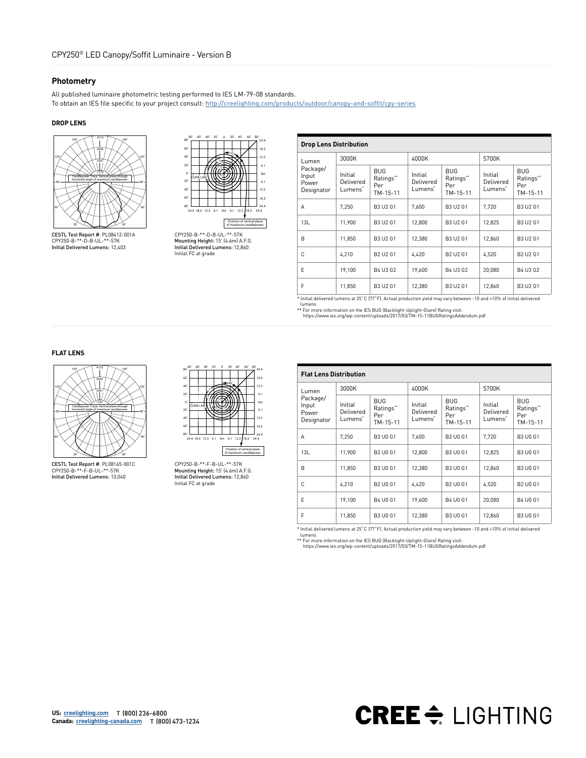## Photometry

All published luminaire photometric testing performed to IES LM-79-08 standards.
To obtain an IES file specific to your project consult: http://creelighting.com/products/outdoor/canopy-and-soffit/cpy-series

### DROP LENS

**CESTL Test Report #**: PL08412-001A
CPY250-B-**-D-B-UL-**-57K
**Initial Delivered Lumens**: 12,403

CPY250-B-**-D-B-UL-**-57K
**Mounting Height:** 15' (4.6m) A.F.G.
**Initial Delivered Lumens:** 12,860
Initial FC at grade

**Drop Lens Distribution**

| Lumen Package/ Input Power Designator | 3000K | | 4000K | | 5700K | |
|---|---|---|---|---|---|---|
| | Initial Delivered Lumens* | BUG Ratings** Per TM-15-11 | Initial Delivered Lumens* | BUG Ratings** Per TM-15-11 | Initial Delivered Lumens* | BUG Ratings** Per TM-15-11 |
| A | 7,250 | B3 U2 G1 | 7,600 | B3 U2 G1 | 7,720 | B3 U2 G1 |
| 13L | 11,900 | B3 U2 G1 | 12,800 | B3 U2 G1 | 12,825 | B3 U2 G1 |
| B | 11,850 | B3 U2 G1 | 12,380 | B3 U2 G1 | 12,860 | B3 U2 G1 |
| C | 4,210 | B2 U2 G1 | 4,420 | B2 U2 G1 | 4,520 | B2 U2 G1 |
| E | 19,100 | B4 U3 G2 | 19,600 | B4 U3 G2 | 20,080 | B4 U3 G2 |
| F | 11,850 | B3 U2 G1 | 12,380 | B3 U2 G1 | 12,860 | B3 U2 G1 |

* Initial delivered lumens at 25°C (77°F). Actual production yield may vary between -10 and +10% of initial delivered lumens
** For more information on the IES BUG (Backlight-Uplight-Glare) Rating visit: https://www.ies.org/wp-content/uploads/2017/03/TM-15-11BUGRatingsAddendum.pdf

### FLAT LENS

**CESTL Test Report #**: PL08165-001C
CPY250-B-**-F-B-UL-**-57K
**Initial Delivered Lumens**: 13,040

CPY250-B-**-F-B-UL-**-57K
**Mounting Height:** 15' (4.6m) A.F.G.
**Initial Delivered Lumens:** 12,860
Initial FC at grade

**Flat Lens Distribution**

| Lumen Package/ Input Power Designator | 3000K | | 4000K | | 5700K | |
|---|---|---|---|---|---|---|
| | Initial Delivered Lumens* | BUG Ratings** Per TM-15-11 | Initial Delivered Lumens* | BUG Ratings** Per TM-15-11 | Initial Delivered Lumens* | BUG Ratings** Per TM-15-11 |
| A | 7,250 | B3 U0 G1 | 7,600 | B3 U0 G1 | 7,720 | B3 U0 G1 |
| 13L | 11,900 | B3 U0 G1 | 12,800 | B3 U0 G1 | 12,825 | B3 U0 G1 |
| B | 11,850 | B3 U0 G1 | 12,380 | B3 U0 G1 | 12,860 | B3 U0 G1 |
| C | 4,210 | B2 U0 G1 | 4,420 | B2 U0 G1 | 4,520 | B2 U0 G1 |
| E | 19,100 | B4 U0 G1 | 19,600 | B4 U0 G1 | 20,080 | B4 U0 G1 |
| F | 11,850 | B3 U0 G1 | 12,380 | B3 U0 G1 | 12,860 | B3 U0 G1 |

* Initial delivered lumens at 25°C (77°F). Actual production yield may vary between -10 and +10% of initial delivered lumens
** For more information on the IES BUG (Backlight-Uplight-Glare) Rating visit: https://www.ies.org/wp-content/uploads/2017/03/TM-15-11BUGRatingsAddendum.pdf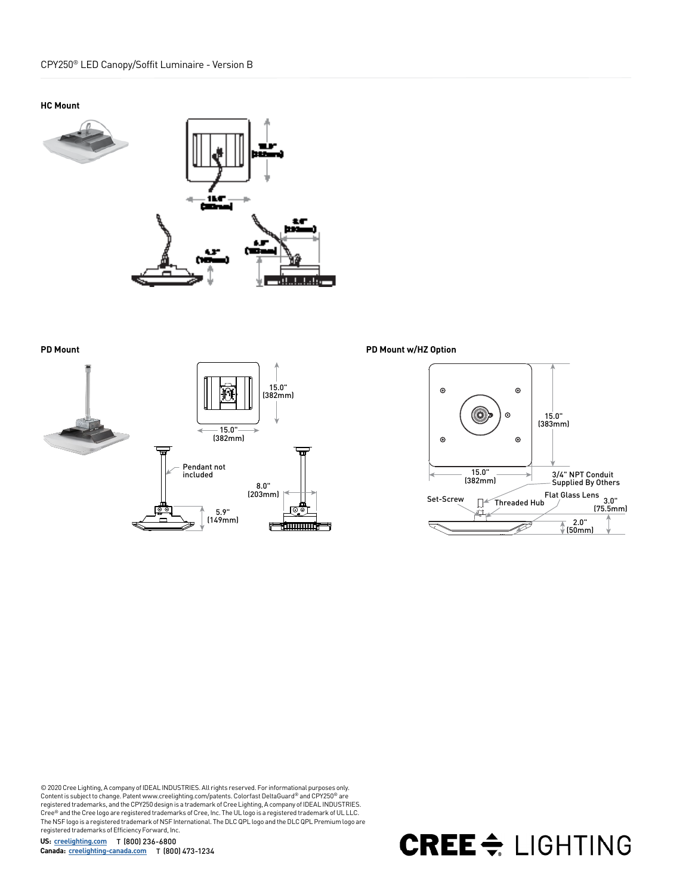## HC Mount

15.0"
(382mm)

15.0"
(382mm)

4.2"
(107mm)

6.3"
(160mm)

8.0"
(203mm)

## PD Mount

15.0"
(382mm)

15.0"
(382mm)

Pendant not included

8.0"
(203mm)

5.9"
(149mm)

## PD Mount w/HZ Option

15.0"
(383mm)

15.0"
(382mm)

3/4" NPT Conduit Supplied By Others

Set-Screw

Threaded Hub

Flat Glass Lens

3.0"
(75.5mm)

2.0"
(50mm)

© 2020 Cree Lighting, A company of IDEAL INDUSTRIES. All rights reserved. For informational purposes only. Content is subject to change. Patent www.creelighting.com/patents. Colorfast DeltaGuard® and CPY250® are registered trademarks, and the CPY250 design is a trademark of Cree Lighting, A company of IDEAL INDUSTRIES. Cree® and the Cree logo are registered trademarks of Cree, Inc. The UL logo is a registered trademark of UL LLC. The NSF logo is a registered trademark of NSF International. The DLC QPL logo and the DLC QPL Premium logo are registered trademarks of Efficiency Forward, Inc.

**US:** creelighting.com T (800) 236-6800
**Canada:** creelighting-canada.com T (800) 473-1234

CREE LIGHTING